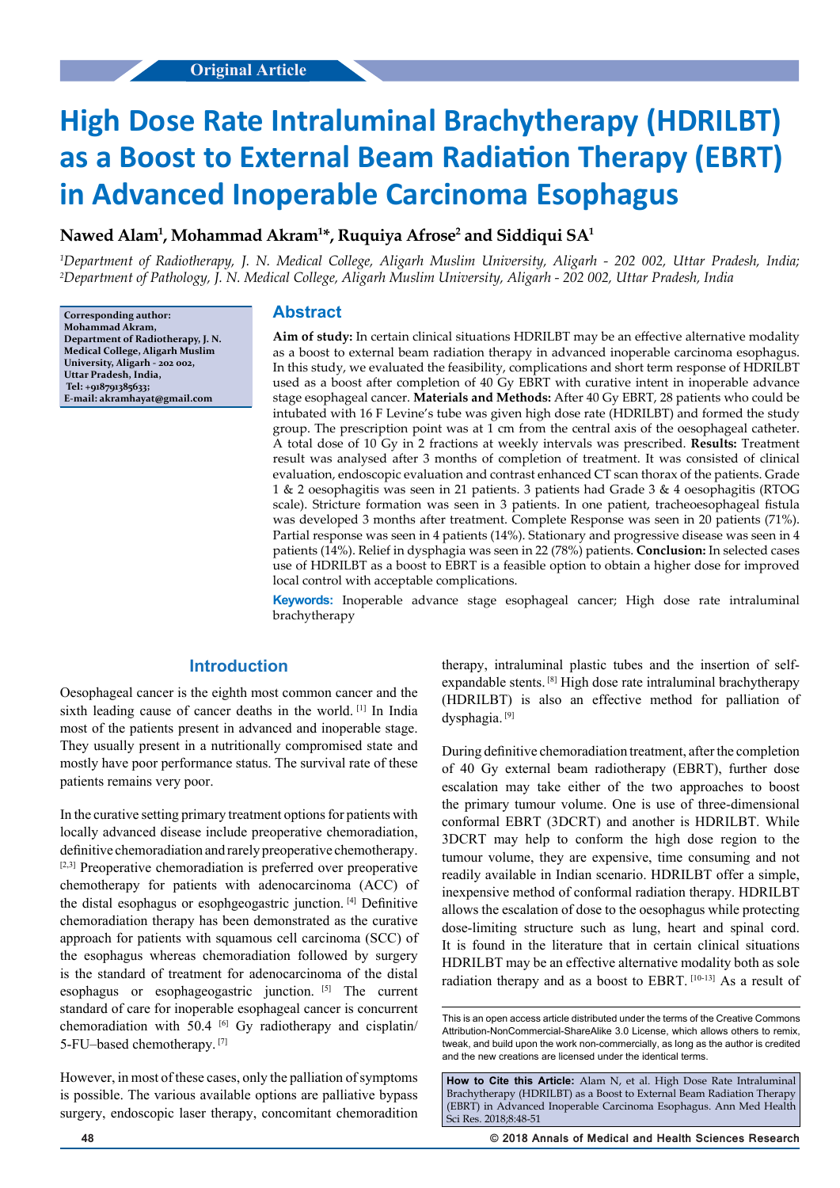Original Article

# High Dose Rate Intraluminal Brachytherapy (HDRILBT) as a Boost to External Beam Radiation Therapy (EBRT) in Advanced Inoperable Carcinoma Esophagus

**Nawed Alam[1], Mohammad Akram[1]*, Ruquiya Afrose[2] and Siddiqui SA[1]**

*[1]Department of Radiotherapy, J. N. Medical College, Aligarh Muslim University, Aligarh - 202 002, Uttar Pradesh, India; [2]Department of Pathology, J. N. Medical College, Aligarh Muslim University, Aligarh - 202 002, Uttar Pradesh, India*

**Corresponding author: Mohammad Akram, Department of Radiotherapy, J. N. Medical College, Aligarh Muslim University, Aligarh - 202 002, Uttar Pradesh, India, Tel: +918791385633; E-mail: akramhayat@gmail.com**

## Abstract

**Aim of study:** In certain clinical situations HDRILBT may be an effective alternative modality as a boost to external beam radiation therapy in advanced inoperable carcinoma esophagus. In this study, we evaluated the feasibility, complications and short term response of HDRILBT used as a boost after completion of 40 Gy EBRT with curative intent in inoperable advance stage esophageal cancer. **Materials and Methods:** After 40 Gy EBRT, 28 patients who could be intubated with 16 F Levine's tube was given high dose rate (HDRILBT) and formed the study group. The prescription point was at 1 cm from the central axis of the oesophageal catheter. A total dose of 10 Gy in 2 fractions at weekly intervals was prescribed. **Results:** Treatment result was analysed after 3 months of completion of treatment. It was consisted of clinical evaluation, endoscopic evaluation and contrast enhanced CT scan thorax of the patients. Grade 1 & 2 oesophagitis was seen in 21 patients. 3 patients had Grade 3 & 4 oesophagitis (RTOG scale). Stricture formation was seen in 3 patients. In one patient, tracheoesophageal fistula was developed 3 months after treatment. Complete Response was seen in 20 patients (71%). Partial response was seen in 4 patients (14%). Stationary and progressive disease was seen in 4 patients (14%). Relief in dysphagia was seen in 22 (78%) patients. **Conclusion:** In selected cases use of HDRILBT as a boost to EBRT is a feasible option to obtain a higher dose for improved local control with acceptable complications.

**Keywords:** Inoperable advance stage esophageal cancer; High dose rate intraluminal brachytherapy

## Introduction

Oesophageal cancer is the eighth most common cancer and the sixth leading cause of cancer deaths in the world. [1] In India most of the patients present in advanced and inoperable stage. They usually present in a nutritionally compromised state and mostly have poor performance status. The survival rate of these patients remains very poor.

In the curative setting primary treatment options for patients with locally advanced disease include preoperative chemoradiation, definitive chemoradiation and rarely preoperative chemotherapy. [2,3] Preoperative chemoradiation is preferred over preoperative chemotherapy for patients with adenocarcinoma (ACC) of the distal esophagus or esophgeogastric junction. [4] Definitive chemoradiation therapy has been demonstrated as the curative approach for patients with squamous cell carcinoma (SCC) of the esophagus whereas chemoradiation followed by surgery is the standard of treatment for adenocarcinoma of the distal esophagus or esophageogastric junction. [5] The current standard of care for inoperable esophageal cancer is concurrent chemoradiation with 50.4 [6] Gy radiotherapy and cisplatin/5-FU–based chemotherapy. [7]

However, in most of these cases, only the palliation of symptoms is possible. The various available options are palliative bypass surgery, endoscopic laser therapy, concomitant chemoradition therapy, intraluminal plastic tubes and the insertion of self-expandable stents. [8] High dose rate intraluminal brachytherapy (HDRILBT) is also an effective method for palliation of dysphagia. [9]

During definitive chemoradiation treatment, after the completion of 40 Gy external beam radiotherapy (EBRT), further dose escalation may take either of the two approaches to boost the primary tumour volume. One is use of three-dimensional conformal EBRT (3DCRT) and another is HDRILBT. While 3DCRT may help to conform the high dose region to the tumour volume, they are expensive, time consuming and not readily available in Indian scenario. HDRILBT offer a simple, inexpensive method of conformal radiation therapy. HDRILBT allows the escalation of dose to the oesophagus while protecting dose-limiting structure such as lung, heart and spinal cord. It is found in the literature that in certain clinical situations HDRILBT may be an effective alternative modality both as sole radiation therapy and as a boost to EBRT. [10-13] As a result of

This is an open access article distributed under the terms of the Creative Commons Attribution-NonCommercial-ShareAlike 3.0 License, which allows others to remix, tweak, and build upon the work non-commercially, as long as the author is credited and the new creations are licensed under the identical terms.

**How to Cite this Article:** Alam N, et al. High Dose Rate Intraluminal Brachytherapy (HDRILBT) as a Boost to External Beam Radiation Therapy (EBRT) in Advanced Inoperable Carcinoma Esophagus. Ann Med Health Sci Res. 2018;8:48-51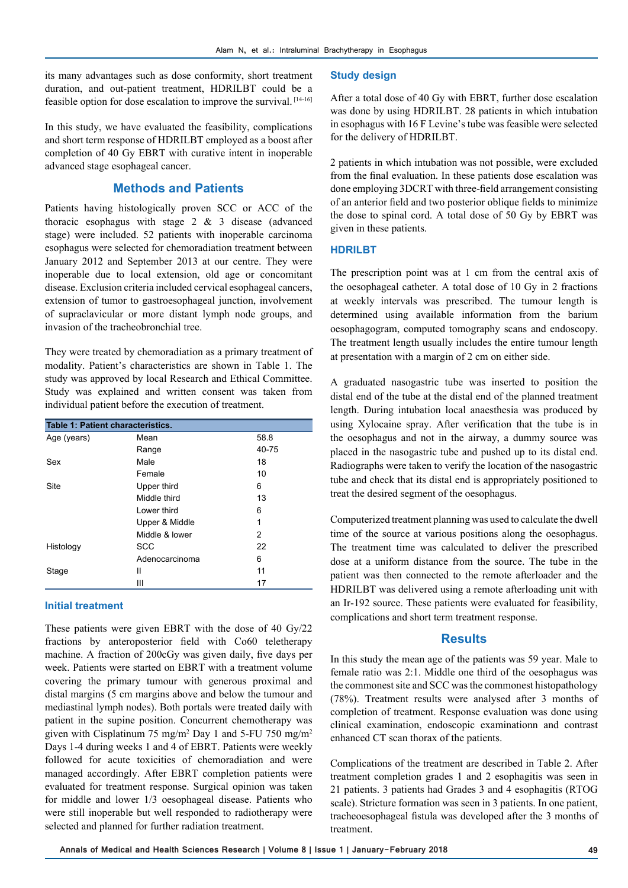its many advantages such as dose conformity, short treatment duration, and out-patient treatment, HDRILBT could be a feasible option for dose escalation to improve the survival. [14-16]

In this study, we have evaluated the feasibility, complications and short term response of HDRILBT employed as a boost after completion of 40 Gy EBRT with curative intent in inoperable advanced stage esophageal cancer.

## Methods and Patients

Patients having histologically proven SCC or ACC of the thoracic esophagus with stage 2 & 3 disease (advanced stage) were included. 52 patients with inoperable carcinoma esophagus were selected for chemoradiation treatment between January 2012 and September 2013 at our centre. They were inoperable due to local extension, old age or concomitant disease. Exclusion criteria included cervical esophageal cancers, extension of tumor to gastroesophageal junction, involvement of supraclavicular or more distant lymph node groups, and invasion of the tracheobronchial tree.

They were treated by chemoradiation as a primary treatment of modality. Patient's characteristics are shown in Table 1. The study was approved by local Research and Ethical Committee. Study was explained and written consent was taken from individual patient before the execution of treatment.

**Table 1: Patient characteristics.**

| | | |
|---|---|---|
| Age (years) | Mean | 58.8 |
| | Range | 40-75 |
| Sex | Male | 18 |
| | Female | 10 |
| Site | Upper third | 6 |
| | Middle third | 13 |
| | Lower third | 6 |
| | Upper & Middle | 1 |
| | Middle & lower | 2 |
| Histology | SCC | 22 |
| | Adenocarcinoma | 6 |
| Stage | II | 11 |
| | III | 17 |

### Initial treatment

These patients were given EBRT with the dose of 40 Gy/22 fractions by anteroposterior field with Co60 teletherapy machine. A fraction of 200cGy was given daily, five days per week. Patients were started on EBRT with a treatment volume covering the primary tumour with generous proximal and distal margins (5 cm margins above and below the tumour and mediastinal lymph nodes). Both portals were treated daily with patient in the supine position. Concurrent chemotherapy was given with Cisplatinum 75 mg/m$^2$ Day 1 and 5-FU 750 mg/m$^2$ Days 1-4 during weeks 1 and 4 of EBRT. Patients were weekly followed for acute toxicities of chemoradiation and were managed accordingly. After EBRT completion patients were evaluated for treatment response. Surgical opinion was taken for middle and lower 1/3 oesophageal disease. Patients who were still inoperable but well responded to radiotherapy were selected and planned for further radiation treatment.

### Study design

After a total dose of 40 Gy with EBRT, further dose escalation was done by using HDRILBT. 28 patients in which intubation in esophagus with 16 F Levine's tube was feasible were selected for the delivery of HDRILBT.

2 patients in which intubation was not possible, were excluded from the final evaluation. In these patients dose escalation was done employing 3DCRT with three-field arrangement consisting of an anterior field and two posterior oblique fields to minimize the dose to spinal cord. A total dose of 50 Gy by EBRT was given in these patients.

### HDRILBT

The prescription point was at 1 cm from the central axis of the oesophageal catheter. A total dose of 10 Gy in 2 fractions at weekly intervals was prescribed. The tumour length is determined using available information from the barium oesophagogram, computed tomography scans and endoscopy. The treatment length usually includes the entire tumour length at presentation with a margin of 2 cm on either side.

A graduated nasogastric tube was inserted to position the distal end of the tube at the distal end of the planned treatment length. During intubation local anaesthesia was produced by using Xylocaine spray. After verification that the tube is in the oesophagus and not in the airway, a dummy source was placed in the nasogastric tube and pushed up to its distal end. Radiographs were taken to verify the location of the nasogastric tube and check that its distal end is appropriately positioned to treat the desired segment of the oesophagus.

Computerized treatment planning was used to calculate the dwell time of the source at various positions along the oesophagus. The treatment time was calculated to deliver the prescribed dose at a uniform distance from the source. The tube in the patient was then connected to the remote afterloader and the HDRILBT was delivered using a remote afterloading unit with an Ir-192 source. These patients were evaluated for feasibility, complications and short term treatment response.

## Results

In this study the mean age of the patients was 59 year. Male to female ratio was 2:1. Middle one third of the oesophagus was the commonest site and SCC was the commonest histopathology (78%). Treatment results were analysed after 3 months of completion of treatment. Response evaluation was done using clinical examination, endoscopic examinationn and contrast enhanced CT scan thorax of the patients.

Complications of the treatment are described in Table 2. After treatment completion grades 1 and 2 esophagitis was seen in 21 patients. 3 patients had Grades 3 and 4 esophagitis (RTOG scale). Stricture formation was seen in 3 patients. In one patient, tracheoesophageal fistula was developed after the 3 months of treatment.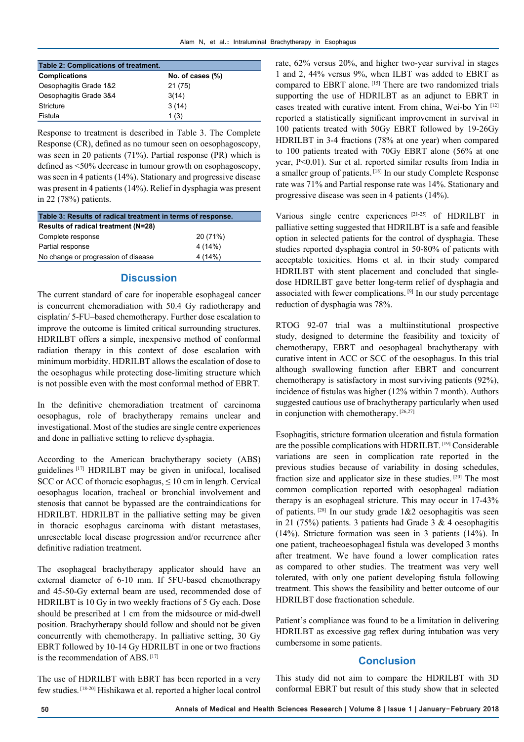**Table 2: Complications of treatment.**

| Complications | No. of cases (%) |
|---|---|
| Oesophagitis Grade 1&2 | 21 (75) |
| Oesophagitis Grade 3&4 | 3(14) |
| Stricture | 3 (14) |
| Fistula | 1 (3) |

Response to treatment is described in Table 3. The Complete Response (CR), defined as no tumour seen on oesophagoscopy, was seen in 20 patients (71%). Partial response (PR) which is defined as <50% decrease in tumour growth on esophagoscopy, was seen in 4 patients (14%). Stationary and progressive disease was present in 4 patients (14%). Relief in dysphagia was present in 22 (78%) patients.

**Table 3: Results of radical treatment in terms of response.**

| Results of radical treatment (N=28) | |
|---|---|
| Complete response | 20 (71%) |
| Partial response | 4 (14%) |
| No change or progression of disease | 4 (14%) |

## Discussion

The current standard of care for inoperable esophageal cancer is concurrent chemoradiation with 50.4 Gy radiotherapy and cisplatin/ 5-FU–based chemotherapy. Further dose escalation to improve the outcome is limited critical surrounding structures. HDRILBT offers a simple, inexpensive method of conformal radiation therapy in this context of dose escalation with minimum morbidity. HDRILBT allows the escalation of dose to the oesophagus while protecting dose-limiting structure which is not possible even with the most conformal method of EBRT.

In the definitive chemoradiation treatment of carcinoma oesophagus, role of brachytherapy remains unclear and investigational. Most of the studies are single centre experiences and done in palliative setting to relieve dysphagia.

According to the American brachytherapy society (ABS) guidelines [17] HDRILBT may be given in unifocal, localised SCC or ACC of thoracic esophagus, ≤ 10 cm in length. Cervical oesophagus location, tracheal or bronchial involvement and stenosis that cannot be bypassed are the contraindications for HDRILBT. HDRILBT in the palliative setting may be given in thoracic esophagus carcinoma with distant metastases, unresectable local disease progression and/or recurrence after definitive radiation treatment.

The esophageal brachytherapy applicator should have an external diameter of 6-10 mm. If 5FU-based chemotherapy and 45-50-Gy external beam are used, recommended dose of HDRILBT is 10 Gy in two weekly fractions of 5 Gy each. Dose should be prescribed at 1 cm from the midsource or mid-dwell position. Brachytherapy should follow and should not be given concurrently with chemotherapy. In palliative setting, 30 Gy EBRT followed by 10-14 Gy HDRILBT in one or two fractions is the recommendation of ABS. [17]

The use of HDRILBT with EBRT has been reported in a very few studies. [18-20] Hishikawa et al. reported a higher local control rate, 62% versus 20%, and higher two-year survival in stages 1 and 2, 44% versus 9%, when ILBT was added to EBRT as compared to EBRT alone. [15] There are two randomized trials supporting the use of HDRILBT as an adjunct to EBRT in cases treated with curative intent. From china, Wei-bo Yin [12] reported a statistically significant improvement in survival in 100 patients treated with 50Gy EBRT followed by 19-26Gy HDRILBT in 3-4 fractions (78% at one year) when compared to 100 patients treated with 70Gy EBRT alone (56% at one year, P<0.01). Sur et al. reported similar results from India in a smaller group of patients. [18] In our study Complete Response rate was 71% and Partial response rate was 14%. Stationary and progressive disease was seen in 4 patients (14%).

Various single centre experiences [21-25] of HDRILBT in palliative setting suggested that HDRILBT is a safe and feasible option in selected patients for the control of dysphagia. These studies reported dysphagia control in 50-80% of patients with acceptable toxicities. Homs et al. in their study compared HDRILBT with stent placement and concluded that single-dose HDRILBT gave better long-term relief of dysphagia and associated with fewer complications. [9] In our study percentage reduction of dysphagia was 78%.

RTOG 92-07 trial was a multiinstitutional prospective study, designed to determine the feasibility and toxicity of chemotherapy, EBRT and oesophageal brachytherapy with curative intent in ACC or SCC of the oesophagus. In this trial although swallowing function after EBRT and concurrent chemotherapy is satisfactory in most surviving patients (92%), incidence of fistulas was higher (12% within 7 month). Authors suggested cautious use of brachytherapy particularly when used in conjunction with chemotherapy. [26,27]

Esophagitis, stricture formation ulceration and fistula formation are the possible complications with HDRILBT. [19] Considerable variations are seen in complication rate reported in the previous studies because of variability in dosing schedules, fraction size and applicator size in these studies. [20] The most common complication reported with oesophageal radiation therapy is an esophageal stricture. This may occur in 17-43% of patients. [28] In our study grade 1&2 oesophagitis was seen in 21 (75%) patients. 3 patients had Grade 3 & 4 oesophagitis (14%). Stricture formation was seen in 3 patients (14%). In one patient, tracheoesophageal fistula was developed 3 months after treatment. We have found a lower complication rates as compared to other studies. The treatment was very well tolerated, with only one patient developing fistula following treatment. This shows the feasibility and better outcome of our HDRILBT dose fractionation schedule.

Patient's compliance was found to be a limitation in delivering HDRILBT as excessive gag reflex during intubation was very cumbersome in some patients.

## Conclusion

This study did not aim to compare the HDRILBT with 3D conformal EBRT but result of this study show that in selected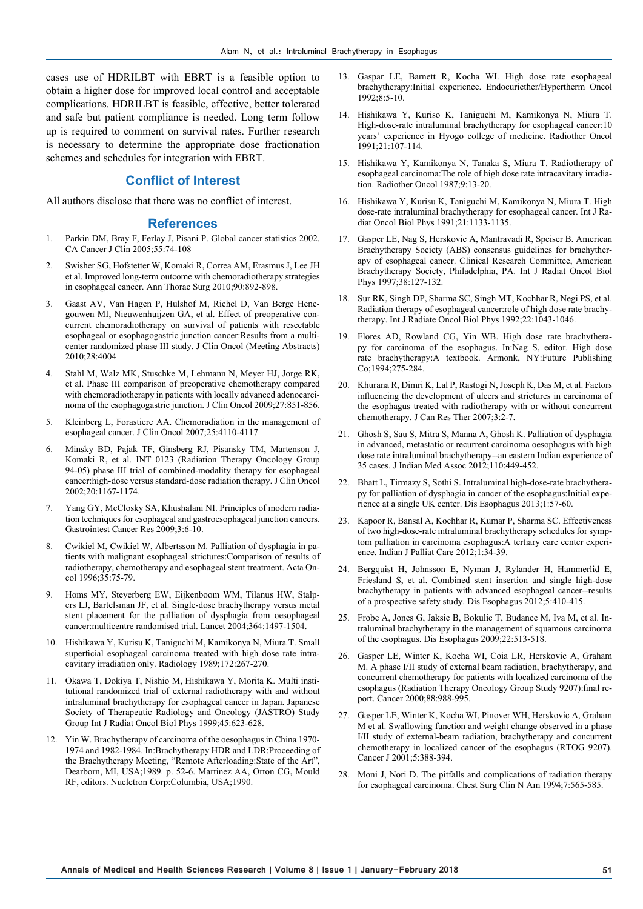cases use of HDRILBT with EBRT is a feasible option to obtain a higher dose for improved local control and acceptable complications. HDRILBT is feasible, effective, better tolerated and safe but patient compliance is needed. Long term follow up is required to comment on survival rates. Further research is necessary to determine the appropriate dose fractionation schemes and schedules for integration with EBRT.

## Conflict of Interest

All authors disclose that there was no conflict of interest.

## References

1. Parkin DM, Bray F, Ferlay J, Pisani P. Global cancer statistics 2002. CA Cancer J Clin 2005;55:74-108
2. Swisher SG, Hofstetter W, Komaki R, Correa AM, Erasmus J, Lee JH et al. Improved long-term outcome with chemoradiotherapy strategies in esophageal cancer. Ann Thorac Surg 2010;90:892-898.
3. Gaast AV, Van Hagen P, Hulshof M, Richel D, Van Berge Henegouwen MI, Nieuwenhuijzen GA, et al. Effect of preoperative concurrent chemoradiotherapy on survival of patients with resectable esophageal or esophagogastric junction cancer:Results from a multicenter randomized phase III study. J Clin Oncol (Meeting Abstracts) 2010;28:4004
4. Stahl M, Walz MK, Stuschke M, Lehmann N, Meyer HJ, Jorge RK, et al. Phase III comparison of preoperative chemotherapy compared with chemoradiotherapy in patients with locally advanced adenocarcinoma of the esophagogastric junction. J Clin Oncol 2009;27:851-856.
5. Kleinberg L, Forastiere AA. Chemoradiation in the management of esophageal cancer. J Clin Oncol 2007;25:4110-4117
6. Minsky BD, Pajak TF, Ginsberg RJ, Pisansky TM, Martenson J, Komaki R, et al. INT 0123 (Radiation Therapy Oncology Group 94-05) phase III trial of combined-modality therapy for esophageal cancer:high-dose versus standard-dose radiation therapy. J Clin Oncol 2002;20:1167-1174.
7. Yang GY, McClosky SA, Khushalani NI. Principles of modern radiation techniques for esophageal and gastroesophageal junction cancers. Gastrointest Cancer Res 2009;3:6-10.
8. Cwikiel M, Cwikiel W, Albertsson M. Palliation of dysphagia in patients with malignant esophageal strictures:Comparison of results of radiotherapy, chemotherapy and esophageal stent treatment. Acta Oncol 1996;35:75-79.
9. Homs MY, Steyerberg EW, Eijkenboom WM, Tilanus HW, Stalpers LJ, Bartelsman JF, et al. Single-dose brachytherapy versus metal stent placement for the palliation of dysphagia from oesophageal cancer:multicentre randomised trial. Lancet 2004;364:1497-1504.
10. Hishikawa Y, Kurisu K, Taniguchi M, Kamikonya N, Miura T. Small superficial esophageal carcinoma treated with high dose rate intracavitary irradiation only. Radiology 1989;172:267-270.
11. Okawa T, Dokiya T, Nishio M, Hishikawa Y, Morita K. Multi institutional randomized trial of external radiotherapy with and without intraluminal brachytherapy for esophageal cancer in Japan. Japanese Society of Therapeutic Radiology and Oncology (JASTRO) Study Group Int J Radiat Oncol Biol Phys 1999;45:623-628.
12. Yin W. Brachytherapy of carcinoma of the oesophagus in China 1970-1974 and 1982-1984. In:Brachytherapy HDR and LDR:Proceeding of the Brachytherapy Meeting, "Remote Afterloading:State of the Art", Dearborn, MI, USA;1989. p. 52-6. Martinez AA, Orton CG, Mould RF, editors. Nucletron Corp:Columbia, USA;1990.
13. Gaspar LE, Barnett R, Kocha WI. High dose rate esophageal brachytherapy:Initial experience. Endocuriether/Hypertherm Oncol 1992;8:5-10.
14. Hishikawa Y, Kuriso K, Taniguchi M, Kamikonya N, Miura T. High-dose-rate intraluminal brachytherapy for esophageal cancer:10 years' experience in Hyogo college of medicine. Radiother Oncol 1991;21:107-114.
15. Hishikawa Y, Kamikonya N, Tanaka S, Miura T. Radiotherapy of esophageal carcinoma:The role of high dose rate intracavitary irradiation. Radiother Oncol 1987;9:13-20.
16. Hishikawa Y, Kurisu K, Taniguchi M, Kamikonya N, Miura T. High dose-rate intraluminal brachytherapy for esophageal cancer. Int J Radiat Oncol Biol Phys 1991;21:1133-1135.
17. Gasper LE, Nag S, Herskovic A, Mantravadi R, Speiser B. American Brachytherapy Society (ABS) consensus guidelines for brachytherapy of esophageal cancer. Clinical Research Committee, American Brachytherapy Society, Philadelphia, PA. Int J Radiat Oncol Biol Phys 1997;38:127-132.
18. Sur RK, Singh DP, Sharma SC, Singh MT, Kochhar R, Negi PS, et al. Radiation therapy of esophageal cancer:role of high dose rate brachytherapy. Int J Radiate Oncol Biol Phys 1992;22:1043-1046.
19. Flores AD, Rowland CG, Yin WB. High dose rate brachytherapy for carcinoma of the esophagus. In:Nag S, editor. High dose rate brachytherapy:A textbook. Armonk, NY:Future Publishing Co;1994;275-284.
20. Khurana R, Dimri K, Lal P, Rastogi N, Joseph K, Das M, et al. Factors influencing the development of ulcers and strictures in carcinoma of the esophagus treated with radiotherapy with or without concurrent chemotherapy. J Can Res Ther 2007;3:2-7.
21. Ghosh S, Sau S, Mitra S, Manna A, Ghosh K. Palliation of dysphagia in advanced, metastatic or recurrent carcinoma oesophagus with high dose rate intraluminal brachytherapy--an eastern Indian experience of 35 cases. J Indian Med Assoc 2012;110:449-452.
22. Bhatt L, Tirmazy S, Sothi S. Intraluminal high-dose-rate brachytherapy for palliation of dysphagia in cancer of the esophagus:Initial experience at a single UK center. Dis Esophagus 2013;1:57-60.
23. Kapoor R, Bansal A, Kochhar R, Kumar P, Sharma SC. Effectiveness of two high-dose-rate intraluminal brachytherapy schedules for symptom palliation in carcinoma esophagus:A tertiary care center experience. Indian J Palliat Care 2012;1:34-39.
24. Bergquist H, Johnsson E, Nyman J, Rylander H, Hammerlid E, Friesland S, et al. Combined stent insertion and single high-dose brachytherapy in patients with advanced esophageal cancer--results of a prospective safety study. Dis Esophagus 2012;5:410-415.
25. Frobe A, Jones G, Jaksic B, Bokulic T, Budanec M, Iva M, et al. Intraluminal brachytherapy in the management of squamous carcinoma of the esophagus. Dis Esophagus 2009;22:513-518.
26. Gasper LE, Winter K, Kocha WI, Coia LR, Herskovic A, Graham M. A phase I/II study of external beam radiation, brachytherapy, and concurrent chemotherapy for patients with localized carcinoma of the esophagus (Radiation Therapy Oncology Group Study 9207):final report. Cancer 2000;88:988-995.
27. Gasper LE, Winter K, Kocha WI, Pinover WH, Herskovic A, Graham M et al. Swallowing function and weight change observed in a phase I/II study of external-beam radiation, brachytherapy and concurrent chemotherapy in localized cancer of the esophagus (RTOG 9207). Cancer J 2001;5:388-394.
28. Moni J, Nori D. The pitfalls and complications of radiation therapy for esophageal carcinoma. Chest Surg Clin N Am 1994;7:565-585.